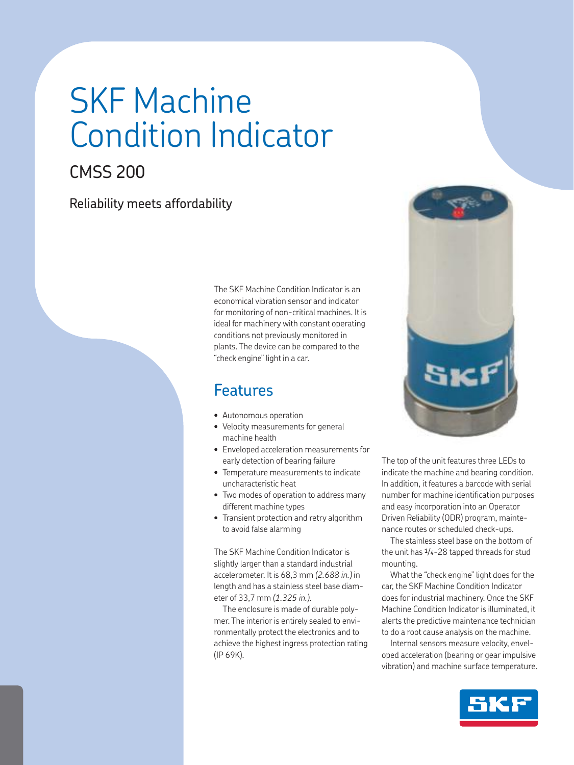# SKF Machine Condition Indicator

## CMSS 200

### Reliability meets affordability

The SKF Machine Condition Indicator is an economical vibration sensor and indicator for monitoring of non-critical machines. It is ideal for machinery with constant operating conditions not previously monitored in plants. The device can be compared to the "check engine" light in a car.

## Features

- Autonomous operation
- Velocity measurements for general machine health
- Enveloped acceleration measurements for early detection of bearing failure
- Temperature measurements to indicate uncharacteristic heat
- Two modes of operation to address many different machine types
- Transient protection and retry algorithm to avoid false alarming

The SKF Machine Condition Indicator is slightly larger than a standard industrial accelerometer. It is 68,3 mm *(2.688 in.)* in length and has a stainless steel base diameter of 33,7 mm *(1.325 in.)*.

The enclosure is made of durable polymer. The interior is entirely sealed to environmentally protect the electronics and to achieve the highest ingress protection rating (IP 69K).

The top of the unit features three LEDs to indicate the machine and bearing condition. In addition, it features a barcode with serial number for machine identification purposes and easy incorporation into an Operator Driven Reliability (ODR) program, maintenance routes or scheduled check-ups.

The stainless steel base on the bottom of the unit has 1/4-28 tapped threads for stud mounting.

What the "check engine" light does for the car, the SKF Machine Condition Indicator does for industrial machinery. Once the SKF Machine Condition Indicator is illuminated, it alerts the predictive maintenance technician to do a root cause analysis on the machine.

Internal sensors measure velocity, enveloped acceleration (bearing or gear impulsive vibration) and machine surface temperature.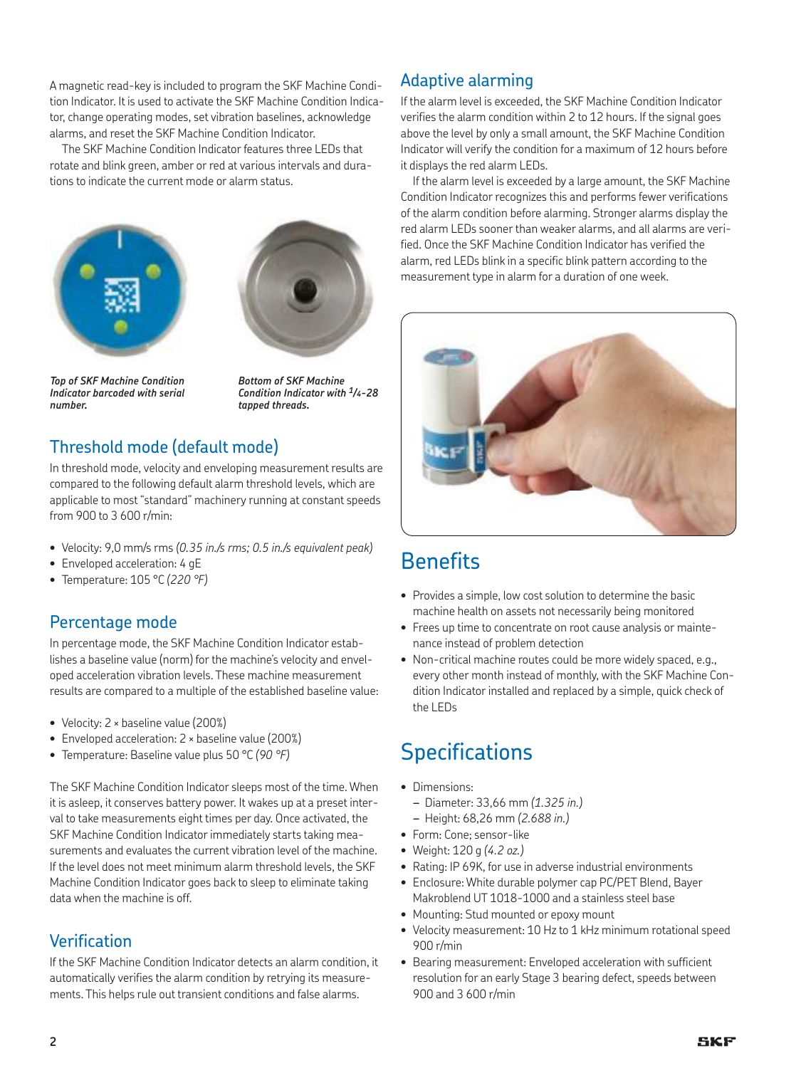A magnetic read-key is included to program the SKF Machine Condition Indicator. It is used to activate the SKF Machine Condition Indicator, change operating modes, set vibration baselines, acknowledge alarms, and reset the SKF Machine Condition Indicator.

The SKF Machine Condition Indicator features three LEDs that rotate and blink green, amber or red at various intervals and durations to indicate the current mode or alarm status.

*Top of SKF Machine Condition Indicator barcoded with serial number.*

*Bottom of SKF Machine Condition Indicator with 1/4-28 tapped threads.*

## Threshold mode (default mode)

In threshold mode, velocity and enveloping measurement results are compared to the following default alarm threshold levels, which are applicable to most "standard" machinery running at constant speeds from 900 to 3 600 r/min:

- Velocity: 9,0 mm/s rms *(0.35 in./s rms; 0.5 in./s equivalent peak)*
- Enveloped acceleration: 4 gE
- Temperature: 105 °C *(220 °F)*

## Percentage mode

In percentage mode, the SKF Machine Condition Indicator establishes a baseline value (norm) for the machine's velocity and enveloped acceleration vibration levels. These machine measurement results are compared to a multiple of the established baseline value:

- Velocity: 2 × baseline value (200%)
- Enveloped acceleration: 2 × baseline value (200%)
- Temperature: Baseline value plus 50 °C *(90 °F)*

The SKF Machine Condition Indicator sleeps most of the time. When it is asleep, it conserves battery power. It wakes up at a preset interval to take measurements eight times per day. Once activated, the SKF Machine Condition Indicator immediately starts taking measurements and evaluates the current vibration level of the machine. If the level does not meet minimum alarm threshold levels, the SKF Machine Condition Indicator goes back to sleep to eliminate taking data when the machine is off.

## Verification

If the SKF Machine Condition Indicator detects an alarm condition, it automatically verifies the alarm condition by retrying its measurements. This helps rule out transient conditions and false alarms.

## Adaptive alarming

If the alarm level is exceeded, the SKF Machine Condition Indicator verifies the alarm condition within 2 to 12 hours. If the signal goes above the level by only a small amount, the SKF Machine Condition Indicator will verify the condition for a maximum of 12 hours before it displays the red alarm LEDs.

If the alarm level is exceeded by a large amount, the SKF Machine Condition Indicator recognizes this and performs fewer verifications of the alarm condition before alarming. Stronger alarms display the red alarm LEDs sooner than weaker alarms, and all alarms are verified. Once the SKF Machine Condition Indicator has verified the alarm, red LEDs blink in a specific blink pattern according to the measurement type in alarm for a duration of one week.

# Benefits

- Provides a simple, low cost solution to determine the basic machine health on assets not necessarily being monitored
- Frees up time to concentrate on root cause analysis or maintenance instead of problem detection
- Non-critical machine routes could be more widely spaced, e.g., every other month instead of monthly, with the SKF Machine Condition Indicator installed and replaced by a simple, quick check of the LEDs

# Specifications

- Dimensions:
  - Diameter: 33,66 mm *(1.325 in.)*
  - Height: 68,26 mm *(2.688 in.)*
- Form: Cone; sensor-like
- Weight: 120 g *(4.2 oz.)*
- Rating: IP 69K, for use in adverse industrial environments
- Enclosure: White durable polymer cap PC/PET Blend, Bayer Makroblend UT 1018-1000 and a stainless steel base
- Mounting: Stud mounted or epoxy mount
- Velocity measurement: 10 Hz to 1 kHz minimum rotational speed 900 r/min
- Bearing measurement: Enveloped acceleration with sufficient resolution for an early Stage 3 bearing defect, speeds between 900 and 3 600 r/min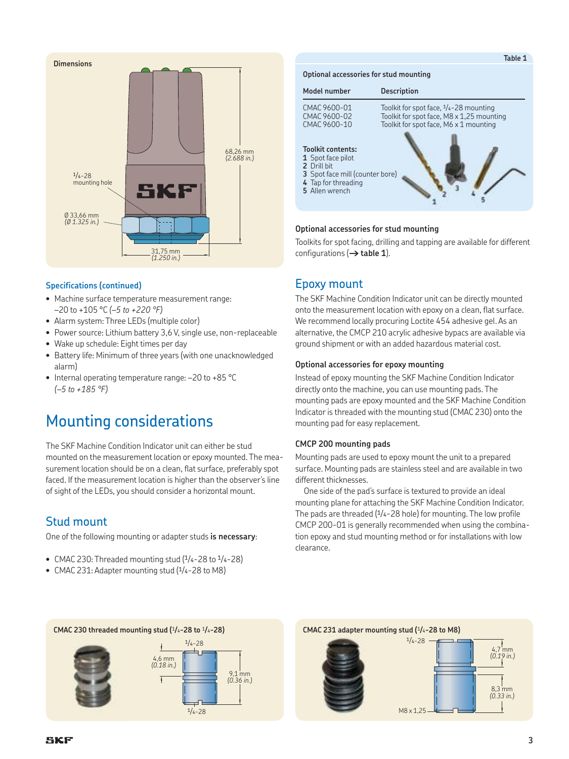**Dimensions**

68,26 mm
(2.688 in.)

1/4-28
mounting hole

Ø 33,66 mm
(Ø 1.325 in.)

31,75 mm
(1.250 in.)

### Specifications (continued)

- Machine surface temperature measurement range: –20 to +105 °C (*–5 to +220 °F*)
- Alarm system: Three LEDs (multiple color)
- Power source: Lithium battery 3,6 V, single use, non-replaceable
- Wake up schedule: Eight times per day
- Battery life: Minimum of three years (with one unacknowledged alarm)
- Internal operating temperature range: –20 to +85 °C (*–5 to +185 °F*)

# Mounting considerations

The SKF Machine Condition Indicator unit can either be stud mounted on the measurement location or epoxy mounted. The measurement location should be on a clean, flat surface, preferably spot faced. If the measurement location is higher than the observer's line of sight of the LEDs, you should consider a horizontal mount.

## Stud mount

One of the following mounting or adapter studs **is necessary**:

- CMAC 230: Threaded mounting stud (1/4-28 to 1/4-28)
- CMAC 231: Adapter mounting stud (1/4-28 to M8)

**Table 1**

**Optional accessories for stud mounting**

| Model number | Description |
|---|---|
| CMAC 9600-01 | Toolkit for spot face, 1/4-28 mounting |
| CMAC 9600-02 | Toolkit for spot face, M8 x 1,25 mounting |
| CMAC 9600-10 | Toolkit for spot face, M6 x 1 mounting |

**Toolkit contents:**
**1** Spot face pilot
**2** Drill bit
**3** Spot face mill (counter bore)
**4** Tap for threading
**5** Allen wrench

### Optional accessories for stud mounting

Toolkits for spot facing, drilling and tapping are available for different configurations (**→ table 1**).

## Epoxy mount

The SKF Machine Condition Indicator unit can be directly mounted onto the measurement location with epoxy on a clean, flat surface. We recommend locally procuring Loctite 454 adhesive gel. As an alternative, the CMCP 210 acrylic adhesive bypacs are available via ground shipment or with an added hazardous material cost.

### Optional accessories for epoxy mounting

Instead of epoxy mounting the SKF Machine Condition Indicator directly onto the machine, you can use mounting pads. The mounting pads are epoxy mounted and the SKF Machine Condition Indicator is threaded with the mounting stud (CMAC 230) onto the mounting pad for easy replacement.

### CMCP 200 mounting pads

Mounting pads are used to epoxy mount the unit to a prepared surface. Mounting pads are stainless steel and are available in two different thicknesses.

One side of the pad's surface is textured to provide an ideal mounting plane for attaching the SKF Machine Condition Indicator. The pads are threaded (1/4-28 hole) for mounting. The low profile CMCP 200-01 is generally recommended when using the combination epoxy and stud mounting method or for installations with low clearance.

**CMAC 230 threaded mounting stud (1/4-28 to 1/4-28)**

1/4-28
4,6 mm
(0.18 in.)
9,1 mm
(0.36 in.)
1/4-28

**CMAC 231 adapter mounting stud (1/4-28 to M8)**

1/4-28
4,7 mm
(0.19 in.)
8,3 mm
(0.33 in.)
M8 x 1,25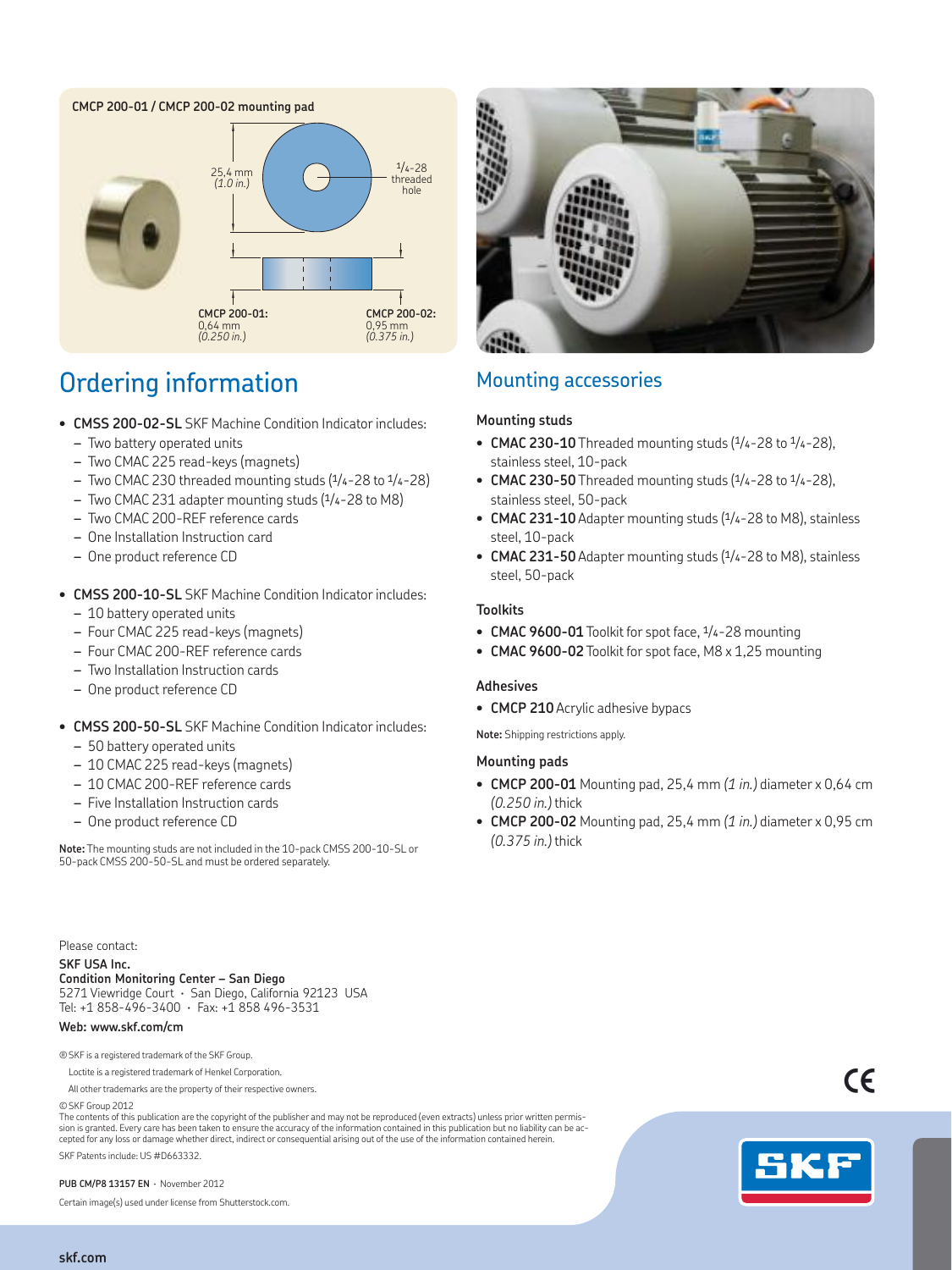CMCP 200-01 / CMCP 200-02 mounting pad

25,4 mm
(1.0 in.)

1/4-28
threaded
hole

CMCP 200-01:
0,64 mm
(0.250 in.)

CMCP 200-02:
0,95 mm
(0.375 in.)

# Ordering information

- **CMSS 200-02-SL** SKF Machine Condition Indicator includes:
  - Two battery operated units
  - Two CMAC 225 read-keys (magnets)
  - Two CMAC 230 threaded mounting studs (1/4-28 to 1/4-28)
  - Two CMAC 231 adapter mounting studs (1/4-28 to M8)
  - Two CMAC 200-REF reference cards
  - One Installation Instruction card
  - One product reference CD
- **CMSS 200-10-SL** SKF Machine Condition Indicator includes:
  - 10 battery operated units
  - Four CMAC 225 read-keys (magnets)
  - Four CMAC 200-REF reference cards
  - Two Installation Instruction cards
  - One product reference CD
- **CMSS 200-50-SL** SKF Machine Condition Indicator includes:
  - 50 battery operated units
  - 10 CMAC 225 read-keys (magnets)
  - 10 CMAC 200-REF reference cards
  - Five Installation Instruction cards
  - One product reference CD

**Note:** The mounting studs are not included in the 10-pack CMSS 200-10-SL or 50-pack CMSS 200-50-SL and must be ordered separately.

## Mounting accessories

### Mounting studs

- **CMAC 230-10** Threaded mounting studs (1/4-28 to 1/4-28), stainless steel, 10-pack
- **CMAC 230-50** Threaded mounting studs (1/4-28 to 1/4-28), stainless steel, 50-pack
- **CMAC 231-10** Adapter mounting studs (1/4-28 to M8), stainless steel, 10-pack
- **CMAC 231-50** Adapter mounting studs (1/4-28 to M8), stainless steel, 50-pack

### Toolkits

- **CMAC 9600-01** Toolkit for spot face, 1/4-28 mounting
- **CMAC 9600-02** Toolkit for spot face, M8 x 1,25 mounting

### Adhesives

- **CMCP 210** Acrylic adhesive bypacs

**Note:** Shipping restrictions apply.

### Mounting pads

- **CMCP 200-01** Mounting pad, 25,4 mm *(1 in.)* diameter x 0,64 cm *(0.250 in.)* thick
- **CMCP 200-02** Mounting pad, 25,4 mm *(1 in.)* diameter x 0,95 cm *(0.375 in.)* thick

Please contact:

**SKF USA Inc.**
**Condition Monitoring Center – San Diego**
5271 Viewridge Court · San Diego, California 92123 USA
Tel: +1 858-496-3400 · Fax: +1 858 496-3531

**Web: www.skf.com/cm**

® SKF is a registered trademark of the SKF Group.

Loctite is a registered trademark of Henkel Corporation.

All other trademarks are the property of their respective owners.

© SKF Group 2012
The contents of this publication are the copyright of the publisher and may not be reproduced (even extracts) unless prior written permission is granted. Every care has been taken to ensure the accuracy of the information contained in this publication but no liability can be accepted for any loss or damage whether direct, indirect or consequential arising out of the use of the information contained herein.

SKF Patents include: US #D663332.

**PUB CM/P8 13157 EN** · November 2012

Certain image(s) used under license from Shutterstock.com.

**skf.com**